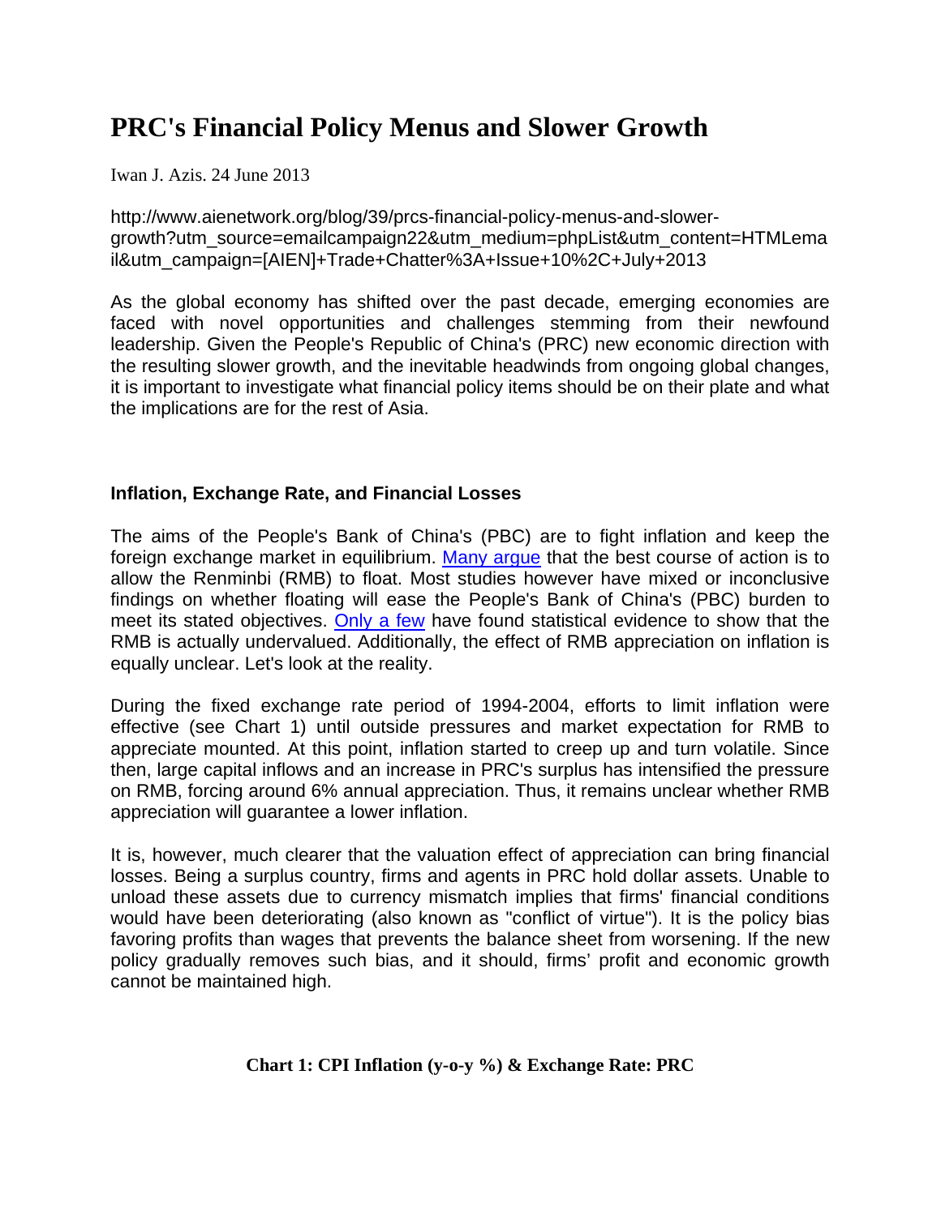# PRC's Financial Policy Menus and Slower Growth

Iwan J. Azis. 24 June 2013

http://www.aienetwork.org/blog/39/prcs-financial-policy-menus-and-slower-growth?utm_source=emailcampaign22&utm_medium=phpList&utm_content=HTMLemail&utm_campaign=[AIEN]+Trade+Chatter%3A+Issue+10%2C+July+2013

As the global economy has shifted over the past decade, emerging economies are faced with novel opportunities and challenges stemming from their newfound leadership. Given the People's Republic of China's (PRC) new economic direction with the resulting slower growth, and the inevitable headwinds from ongoing global changes, it is important to investigate what financial policy items should be on their plate and what the implications are for the rest of Asia.

## Inflation, Exchange Rate, and Financial Losses

The aims of the People's Bank of China's (PBC) are to fight inflation and keep the foreign exchange market in equilibrium. Many argue that the best course of action is to allow the Renminbi (RMB) to float. Most studies however have mixed or inconclusive findings on whether floating will ease the People's Bank of China's (PBC) burden to meet its stated objectives. Only a few have found statistical evidence to show that the RMB is actually undervalued. Additionally, the effect of RMB appreciation on inflation is equally unclear. Let's look at the reality.

During the fixed exchange rate period of 1994-2004, efforts to limit inflation were effective (see Chart 1) until outside pressures and market expectation for RMB to appreciate mounted. At this point, inflation started to creep up and turn volatile. Since then, large capital inflows and an increase in PRC's surplus has intensified the pressure on RMB, forcing around 6% annual appreciation. Thus, it remains unclear whether RMB appreciation will guarantee a lower inflation.

It is, however, much clearer that the valuation effect of appreciation can bring financial losses. Being a surplus country, firms and agents in PRC hold dollar assets. Unable to unload these assets due to currency mismatch implies that firms' financial conditions would have been deteriorating (also known as "conflict of virtue"). It is the policy bias favoring profits than wages that prevents the balance sheet from worsening. If the new policy gradually removes such bias, and it should, firms' profit and economic growth cannot be maintained high.

**Chart 1: CPI Inflation (y-o-y %) & Exchange Rate: PRC**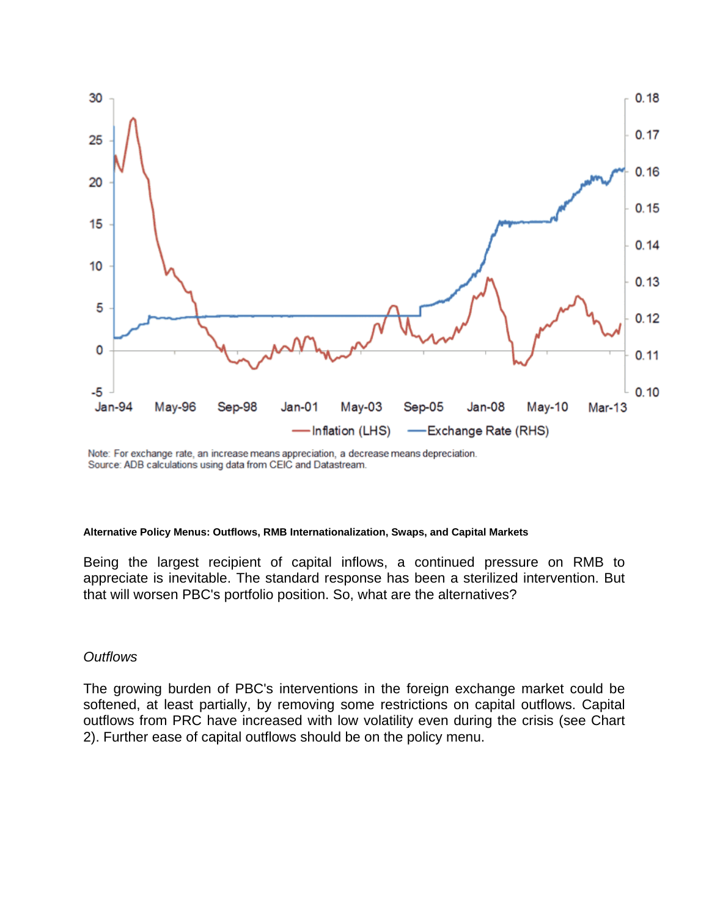Note: For exchange rate, an increase means appreciation, a decrease means depreciation.
Source: ADB calculations using data from CEIC and Datastream.

**Alternative Policy Menus: Outflows, RMB Internationalization, Swaps, and Capital Markets**

Being the largest recipient of capital inflows, a continued pressure on RMB to appreciate is inevitable. The standard response has been a sterilized intervention. But that will worsen PBC's portfolio position. So, what are the alternatives?

*Outflows*

The growing burden of PBC's interventions in the foreign exchange market could be softened, at least partially, by removing some restrictions on capital outflows. Capital outflows from PRC have increased with low volatility even during the crisis (see Chart 2). Further ease of capital outflows should be on the policy menu.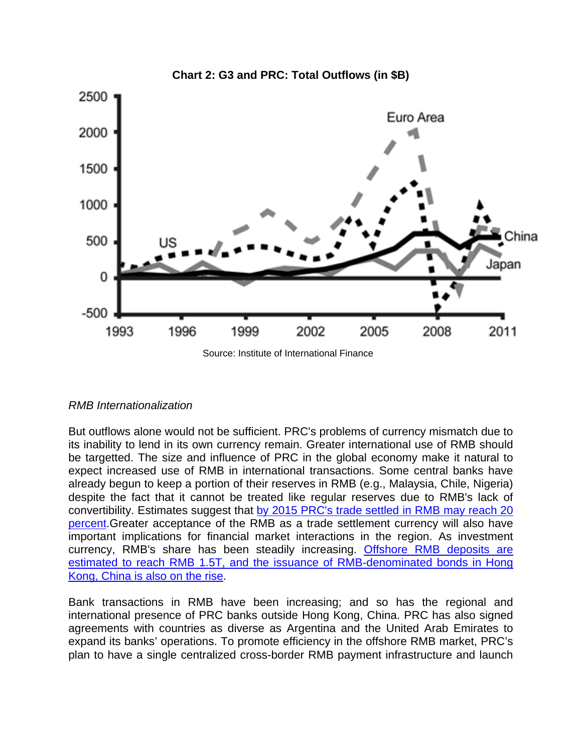**Chart 2: G3 and PRC: Total Outflows (in $B)**

Source: Institute of International Finance

*RMB Internationalization*

But outflows alone would not be sufficient. PRC's problems of currency mismatch due to its inability to lend in its own currency remain. Greater international use of RMB should be targetted. The size and influence of PRC in the global economy make it natural to expect increased use of RMB in international transactions. Some central banks have already begun to keep a portion of their reserves in RMB (e.g., Malaysia, Chile, Nigeria) despite the fact that it cannot be treated like regular reserves due to RMB's lack of convertibility. Estimates suggest that by 2015 PRC's trade settled in RMB may reach 20 percent.Greater acceptance of the RMB as a trade settlement currency will also have important implications for financial market interactions in the region. As investment currency, RMB's share has been steadily increasing. Offshore RMB deposits are estimated to reach RMB 1.5T, and the issuance of RMB-denominated bonds in Hong Kong, China is also on the rise.

Bank transactions in RMB have been increasing; and so has the regional and international presence of PRC banks outside Hong Kong, China. PRC has also signed agreements with countries as diverse as Argentina and the United Arab Emirates to expand its banks' operations. To promote efficiency in the offshore RMB market, PRC's plan to have a single centralized cross-border RMB payment infrastructure and launch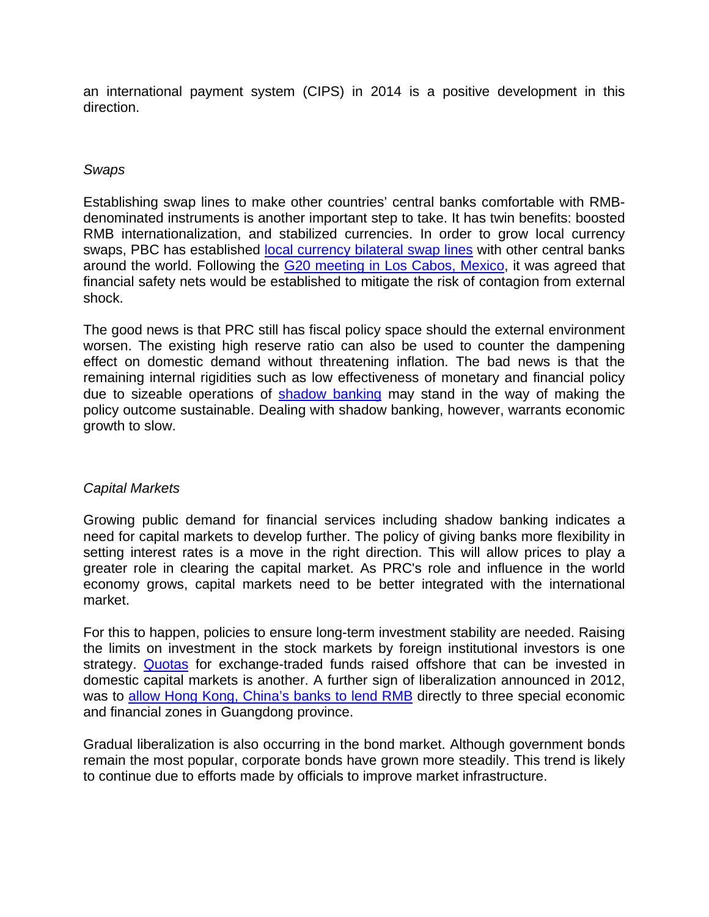an international payment system (CIPS) in 2014 is a positive development in this direction.

*Swaps*

Establishing swap lines to make other countries' central banks comfortable with RMB-denominated instruments is another important step to take. It has twin benefits: boosted RMB internationalization, and stabilized currencies. In order to grow local currency swaps, PBC has established local currency bilateral swap lines with other central banks around the world. Following the G20 meeting in Los Cabos, Mexico, it was agreed that financial safety nets would be established to mitigate the risk of contagion from external shock.

The good news is that PRC still has fiscal policy space should the external environment worsen. The existing high reserve ratio can also be used to counter the dampening effect on domestic demand without threatening inflation. The bad news is that the remaining internal rigidities such as low effectiveness of monetary and financial policy due to sizeable operations of shadow banking may stand in the way of making the policy outcome sustainable. Dealing with shadow banking, however, warrants economic growth to slow.

*Capital Markets*

Growing public demand for financial services including shadow banking indicates a need for capital markets to develop further. The policy of giving banks more flexibility in setting interest rates is a move in the right direction. This will allow prices to play a greater role in clearing the capital market. As PRC's role and influence in the world economy grows, capital markets need to be better integrated with the international market.

For this to happen, policies to ensure long-term investment stability are needed. Raising the limits on investment in the stock markets by foreign institutional investors is one strategy. Quotas for exchange-traded funds raised offshore that can be invested in domestic capital markets is another. A further sign of liberalization announced in 2012, was to allow Hong Kong, China's banks to lend RMB directly to three special economic and financial zones in Guangdong province.

Gradual liberalization is also occurring in the bond market. Although government bonds remain the most popular, corporate bonds have grown more steadily. This trend is likely to continue due to efforts made by officials to improve market infrastructure.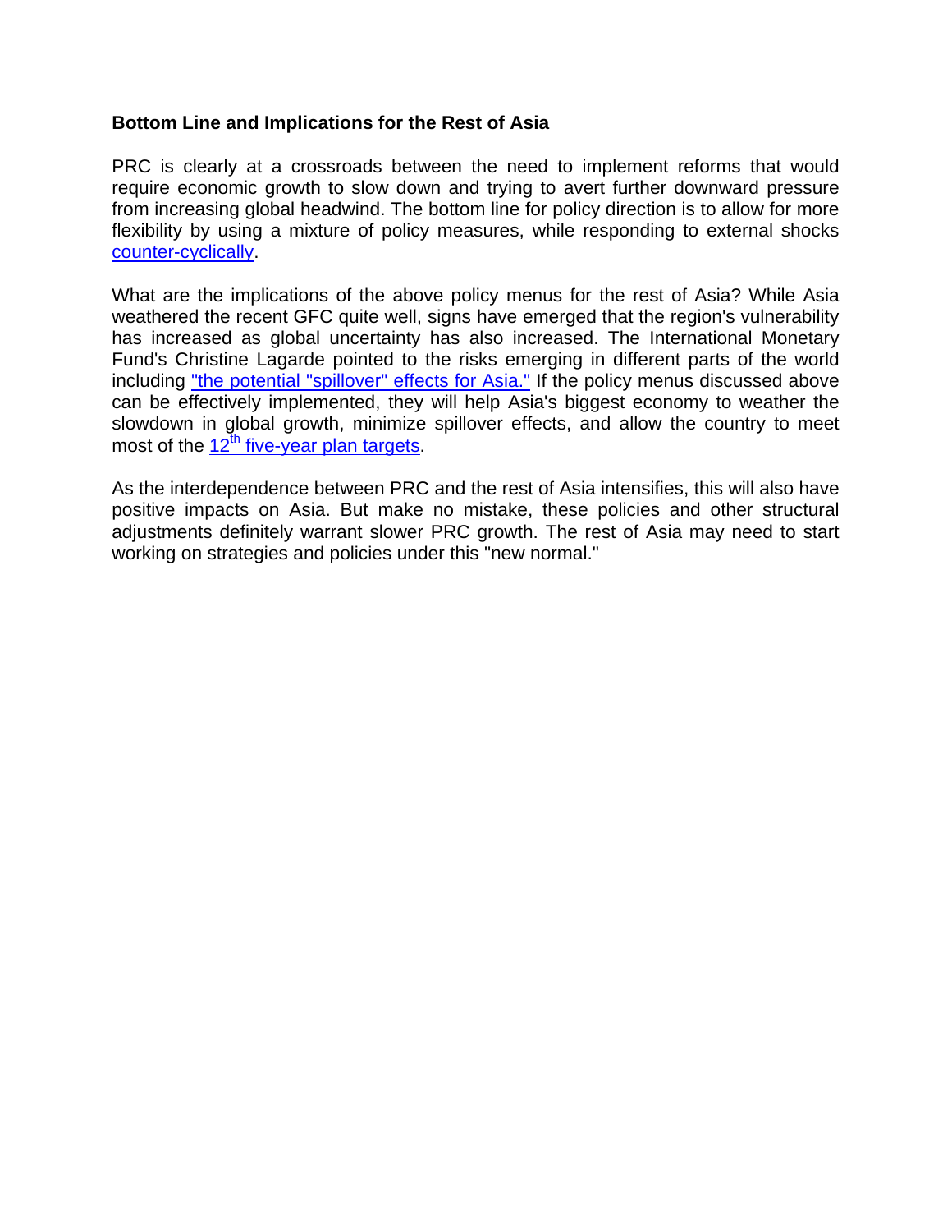**Bottom Line and Implications for the Rest of Asia**

PRC is clearly at a crossroads between the need to implement reforms that would require economic growth to slow down and trying to avert further downward pressure from increasing global headwind. The bottom line for policy direction is to allow for more flexibility by using a mixture of policy measures, while responding to external shocks counter-cyclically.

What are the implications of the above policy menus for the rest of Asia? While Asia weathered the recent GFC quite well, signs have emerged that the region's vulnerability has increased as global uncertainty has also increased. The International Monetary Fund's Christine Lagarde pointed to the risks emerging in different parts of the world including "the potential "spillover" effects for Asia." If the policy menus discussed above can be effectively implemented, they will help Asia's biggest economy to weather the slowdown in global growth, minimize spillover effects, and allow the country to meet most of the 12th five-year plan targets.

As the interdependence between PRC and the rest of Asia intensifies, this will also have positive impacts on Asia. But make no mistake, these policies and other structural adjustments definitely warrant slower PRC growth. The rest of Asia may need to start working on strategies and policies under this "new normal."